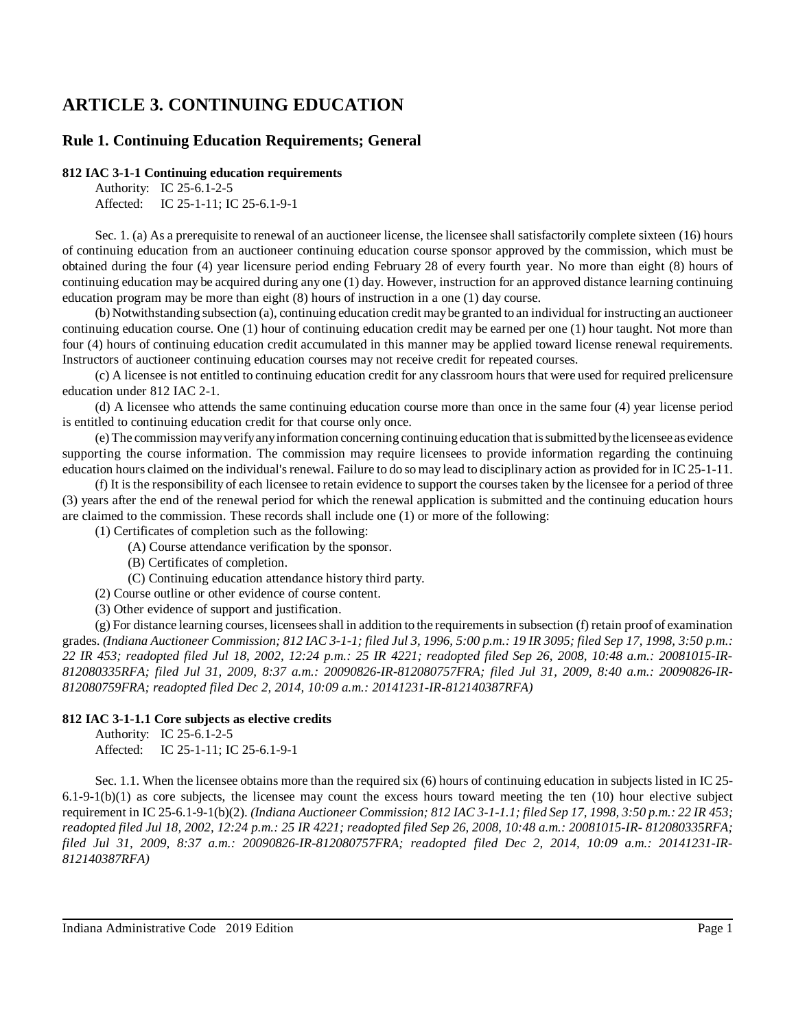# ARTICLE 3. CONTINUING EDUCATION

## Rule 1. Continuing Education Requirements; General

**812 IAC 3-1-1 Continuing education requirements**

Authority: IC 25-6.1-2-5
Affected: IC 25-1-11; IC 25-6.1-9-1

Sec. 1. (a) As a prerequisite to renewal of an auctioneer license, the licensee shall satisfactorily complete sixteen (16) hours of continuing education from an auctioneer continuing education course sponsor approved by the commission, which must be obtained during the four (4) year licensure period ending February 28 of every fourth year. No more than eight (8) hours of continuing education may be acquired during any one (1) day. However, instruction for an approved distance learning continuing education program may be more than eight (8) hours of instruction in a one (1) day course.

(b) Notwithstanding subsection (a), continuing education credit may be granted to an individual for instructing an auctioneer continuing education course. One (1) hour of continuing education credit may be earned per one (1) hour taught. Not more than four (4) hours of continuing education credit accumulated in this manner may be applied toward license renewal requirements. Instructors of auctioneer continuing education courses may not receive credit for repeated courses.

(c) A licensee is not entitled to continuing education credit for any classroom hours that were used for required prelicensure education under 812 IAC 2-1.

(d) A licensee who attends the same continuing education course more than once in the same four (4) year license period is entitled to continuing education credit for that course only once.

(e) The commission may verify any information concerning continuing education that is submitted by the licensee as evidence supporting the course information. The commission may require licensees to provide information regarding the continuing education hours claimed on the individual's renewal. Failure to do so may lead to disciplinary action as provided for in IC 25-1-11.

(f) It is the responsibility of each licensee to retain evidence to support the courses taken by the licensee for a period of three (3) years after the end of the renewal period for which the renewal application is submitted and the continuing education hours are claimed to the commission. These records shall include one (1) or more of the following:

(1) Certificates of completion such as the following:

(A) Course attendance verification by the sponsor.

(B) Certificates of completion.

(C) Continuing education attendance history third party.

(2) Course outline or other evidence of course content.

(3) Other evidence of support and justification.

(g) For distance learning courses, licensees shall in addition to the requirements in subsection (f) retain proof of examination grades. *(Indiana Auctioneer Commission; 812 IAC 3-1-1; filed Jul 3, 1996, 5:00 p.m.: 19 IR 3095; filed Sep 17, 1998, 3:50 p.m.: 22 IR 453; readopted filed Jul 18, 2002, 12:24 p.m.: 25 IR 4221; readopted filed Sep 26, 2008, 10:48 a.m.: 20081015-IR-812080335RFA; filed Jul 31, 2009, 8:37 a.m.: 20090826-IR-812080757FRA; filed Jul 31, 2009, 8:40 a.m.: 20090826-IR-812080759FRA; readopted filed Dec 2, 2014, 10:09 a.m.: 20141231-IR-812140387RFA)*

**812 IAC 3-1-1.1 Core subjects as elective credits**

Authority: IC 25-6.1-2-5
Affected: IC 25-1-11; IC 25-6.1-9-1

Sec. 1.1. When the licensee obtains more than the required six (6) hours of continuing education in subjects listed in IC 25-6.1-9-1(b)(1) as core subjects, the licensee may count the excess hours toward meeting the ten (10) hour elective subject requirement in IC 25-6.1-9-1(b)(2). *(Indiana Auctioneer Commission; 812 IAC 3-1-1.1; filed Sep 17, 1998, 3:50 p.m.: 22 IR 453; readopted filed Jul 18, 2002, 12:24 p.m.: 25 IR 4221; readopted filed Sep 26, 2008, 10:48 a.m.: 20081015-IR- 812080335RFA; filed Jul 31, 2009, 8:37 a.m.: 20090826-IR-812080757FRA; readopted filed Dec 2, 2014, 10:09 a.m.: 20141231-IR-812140387RFA)*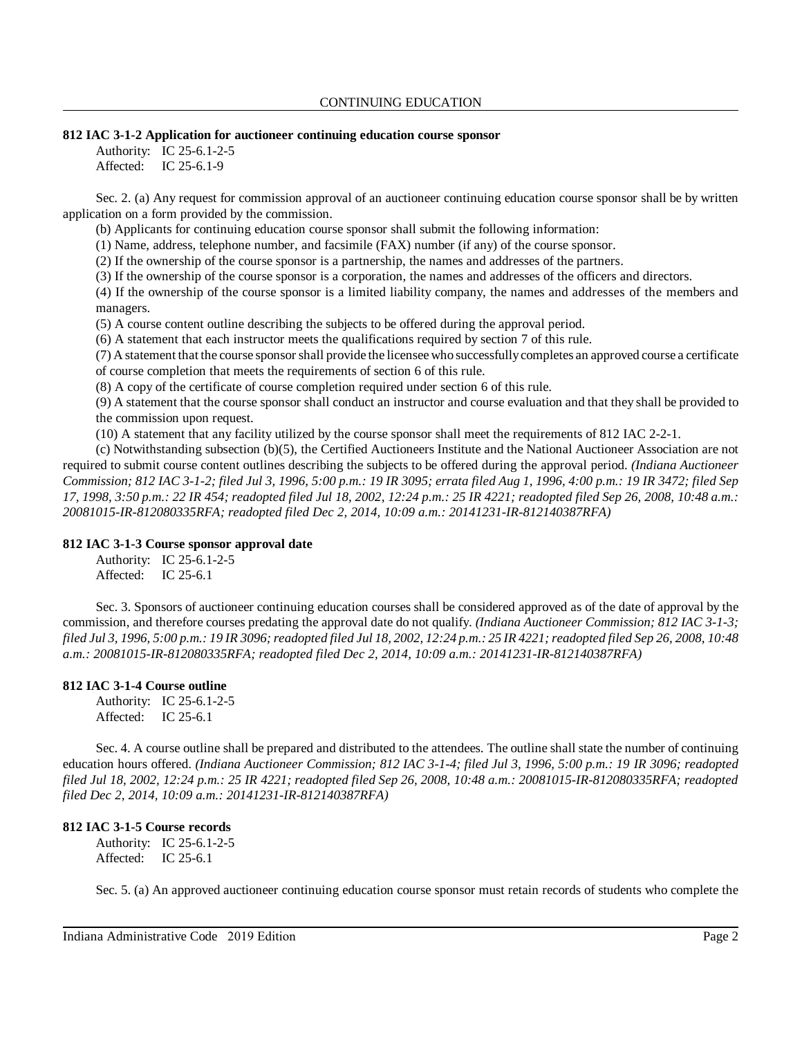**812 IAC 3-1-2 Application for auctioneer continuing education course sponsor**

Authority: IC 25-6.1-2-5
Affected: IC 25-6.1-9

Sec. 2. (a) Any request for commission approval of an auctioneer continuing education course sponsor shall be by written application on a form provided by the commission.

(b) Applicants for continuing education course sponsor shall submit the following information:

(1) Name, address, telephone number, and facsimile (FAX) number (if any) of the course sponsor.

(2) If the ownership of the course sponsor is a partnership, the names and addresses of the partners.

(3) If the ownership of the course sponsor is a corporation, the names and addresses of the officers and directors.

(4) If the ownership of the course sponsor is a limited liability company, the names and addresses of the members and managers.

(5) A course content outline describing the subjects to be offered during the approval period.

(6) A statement that each instructor meets the qualifications required by section 7 of this rule.

(7) A statement that the course sponsor shall provide the licensee who successfully completes an approved course a certificate of course completion that meets the requirements of section 6 of this rule.

(8) A copy of the certificate of course completion required under section 6 of this rule.

(9) A statement that the course sponsor shall conduct an instructor and course evaluation and that they shall be provided to the commission upon request.

(10) A statement that any facility utilized by the course sponsor shall meet the requirements of 812 IAC 2-2-1.

(c) Notwithstanding subsection (b)(5), the Certified Auctioneers Institute and the National Auctioneer Association are not required to submit course content outlines describing the subjects to be offered during the approval period. *(Indiana Auctioneer Commission; 812 IAC 3-1-2; filed Jul 3, 1996, 5:00 p.m.: 19 IR 3095; errata filed Aug 1, 1996, 4:00 p.m.: 19 IR 3472; filed Sep 17, 1998, 3:50 p.m.: 22 IR 454; readopted filed Jul 18, 2002, 12:24 p.m.: 25 IR 4221; readopted filed Sep 26, 2008, 10:48 a.m.: 20081015-IR-812080335RFA; readopted filed Dec 2, 2014, 10:09 a.m.: 20141231-IR-812140387RFA)*

**812 IAC 3-1-3 Course sponsor approval date**

Authority: IC 25-6.1-2-5
Affected: IC 25-6.1

Sec. 3. Sponsors of auctioneer continuing education courses shall be considered approved as of the date of approval by the commission, and therefore courses predating the approval date do not qualify. *(Indiana Auctioneer Commission; 812 IAC 3-1-3; filed Jul 3, 1996, 5:00 p.m.: 19 IR 3096; readopted filed Jul 18, 2002, 12:24 p.m.: 25 IR 4221; readopted filed Sep 26, 2008, 10:48 a.m.: 20081015-IR-812080335RFA; readopted filed Dec 2, 2014, 10:09 a.m.: 20141231-IR-812140387RFA)*

**812 IAC 3-1-4 Course outline**

Authority: IC 25-6.1-2-5
Affected: IC 25-6.1

Sec. 4. A course outline shall be prepared and distributed to the attendees. The outline shall state the number of continuing education hours offered. *(Indiana Auctioneer Commission; 812 IAC 3-1-4; filed Jul 3, 1996, 5:00 p.m.: 19 IR 3096; readopted filed Jul 18, 2002, 12:24 p.m.: 25 IR 4221; readopted filed Sep 26, 2008, 10:48 a.m.: 20081015-IR-812080335RFA; readopted filed Dec 2, 2014, 10:09 a.m.: 20141231-IR-812140387RFA)*

**812 IAC 3-1-5 Course records**

Authority: IC 25-6.1-2-5
Affected: IC 25-6.1

Sec. 5. (a) An approved auctioneer continuing education course sponsor must retain records of students who complete the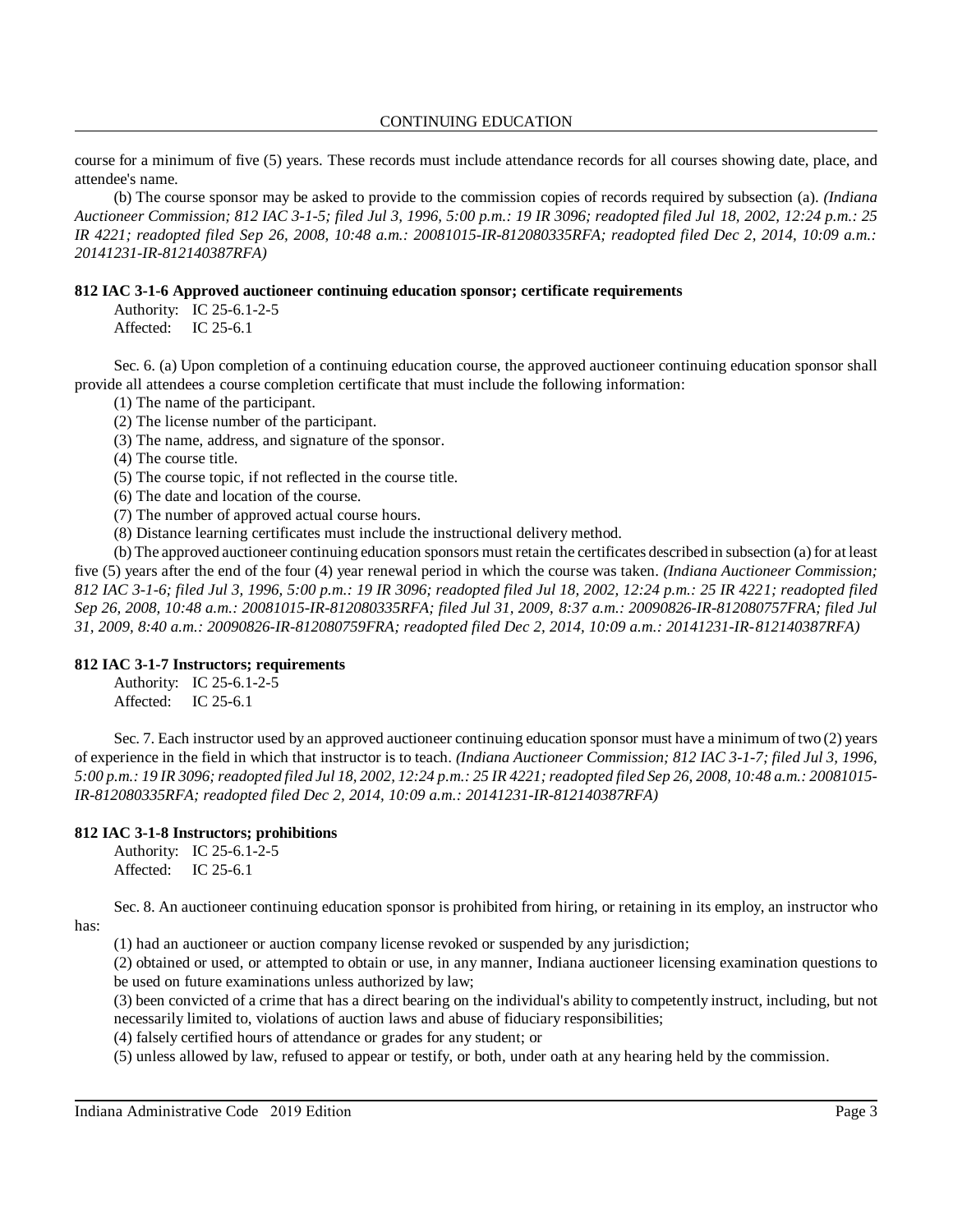course for a minimum of five (5) years. These records must include attendance records for all courses showing date, place, and attendee's name.

(b) The course sponsor may be asked to provide to the commission copies of records required by subsection (a). *(Indiana Auctioneer Commission; 812 IAC 3-1-5; filed Jul 3, 1996, 5:00 p.m.: 19 IR 3096; readopted filed Jul 18, 2002, 12:24 p.m.: 25 IR 4221; readopted filed Sep 26, 2008, 10:48 a.m.: 20081015-IR-812080335RFA; readopted filed Dec 2, 2014, 10:09 a.m.: 20141231-IR-812140387RFA)*

**812 IAC 3-1-6 Approved auctioneer continuing education sponsor; certificate requirements**

Authority: IC 25-6.1-2-5
Affected: IC 25-6.1

Sec. 6. (a) Upon completion of a continuing education course, the approved auctioneer continuing education sponsor shall provide all attendees a course completion certificate that must include the following information:

(1) The name of the participant.
(2) The license number of the participant.
(3) The name, address, and signature of the sponsor.
(4) The course title.
(5) The course topic, if not reflected in the course title.
(6) The date and location of the course.
(7) The number of approved actual course hours.
(8) Distance learning certificates must include the instructional delivery method.

(b) The approved auctioneer continuing education sponsors must retain the certificates described in subsection (a) for at least five (5) years after the end of the four (4) year renewal period in which the course was taken. *(Indiana Auctioneer Commission; 812 IAC 3-1-6; filed Jul 3, 1996, 5:00 p.m.: 19 IR 3096; readopted filed Jul 18, 2002, 12:24 p.m.: 25 IR 4221; readopted filed Sep 26, 2008, 10:48 a.m.: 20081015-IR-812080335RFA; filed Jul 31, 2009, 8:37 a.m.: 20090826-IR-812080757FRA; filed Jul 31, 2009, 8:40 a.m.: 20090826-IR-812080759FRA; readopted filed Dec 2, 2014, 10:09 a.m.: 20141231-IR-812140387RFA)*

**812 IAC 3-1-7 Instructors; requirements**

Authority: IC 25-6.1-2-5
Affected: IC 25-6.1

Sec. 7. Each instructor used by an approved auctioneer continuing education sponsor must have a minimum of two (2) years of experience in the field in which that instructor is to teach. *(Indiana Auctioneer Commission; 812 IAC 3-1-7; filed Jul 3, 1996, 5:00 p.m.: 19 IR 3096; readopted filed Jul 18, 2002, 12:24 p.m.: 25 IR 4221; readopted filed Sep 26, 2008, 10:48 a.m.: 20081015-IR-812080335RFA; readopted filed Dec 2, 2014, 10:09 a.m.: 20141231-IR-812140387RFA)*

**812 IAC 3-1-8 Instructors; prohibitions**

Authority: IC 25-6.1-2-5
Affected: IC 25-6.1

Sec. 8. An auctioneer continuing education sponsor is prohibited from hiring, or retaining in its employ, an instructor who has:

(1) had an auctioneer or auction company license revoked or suspended by any jurisdiction;
(2) obtained or used, or attempted to obtain or use, in any manner, Indiana auctioneer licensing examination questions to be used on future examinations unless authorized by law;
(3) been convicted of a crime that has a direct bearing on the individual's ability to competently instruct, including, but not necessarily limited to, violations of auction laws and abuse of fiduciary responsibilities;
(4) falsely certified hours of attendance or grades for any student; or
(5) unless allowed by law, refused to appear or testify, or both, under oath at any hearing held by the commission.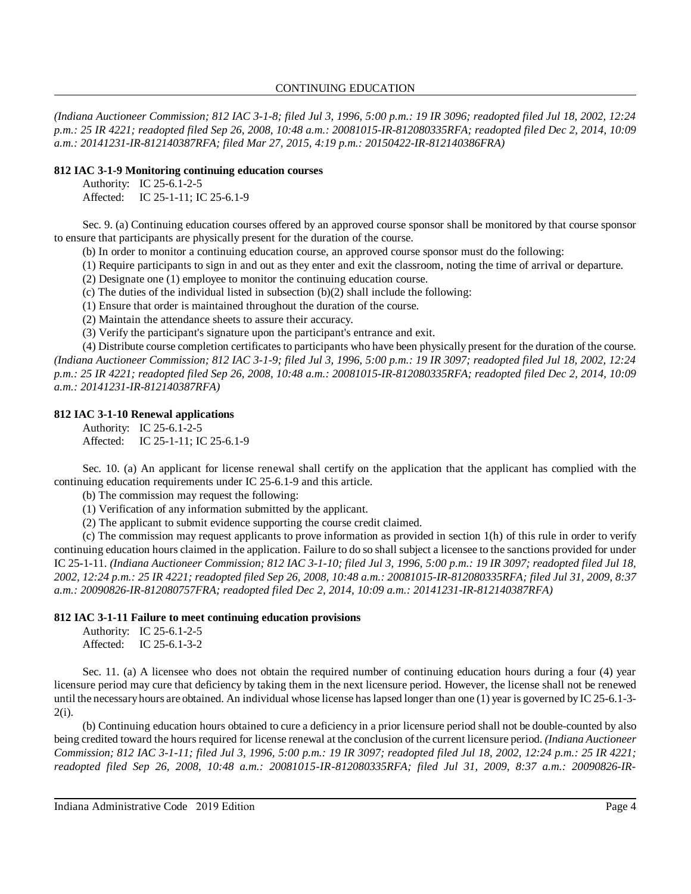*(Indiana Auctioneer Commission; 812 IAC 3-1-8; filed Jul 3, 1996, 5:00 p.m.: 19 IR 3096; readopted filed Jul 18, 2002, 12:24 p.m.: 25 IR 4221; readopted filed Sep 26, 2008, 10:48 a.m.: 20081015-IR-812080335RFA; readopted filed Dec 2, 2014, 10:09 a.m.: 20141231-IR-812140387RFA; filed Mar 27, 2015, 4:19 p.m.: 20150422-IR-812140386FRA)*

**812 IAC 3-1-9 Monitoring continuing education courses**

Authority: IC 25-6.1-2-5
Affected: IC 25-1-11; IC 25-6.1-9

Sec. 9. (a) Continuing education courses offered by an approved course sponsor shall be monitored by that course sponsor to ensure that participants are physically present for the duration of the course.

(b) In order to monitor a continuing education course, an approved course sponsor must do the following:

(1) Require participants to sign in and out as they enter and exit the classroom, noting the time of arrival or departure.

(2) Designate one (1) employee to monitor the continuing education course.

(c) The duties of the individual listed in subsection (b)(2) shall include the following:

(1) Ensure that order is maintained throughout the duration of the course.

(2) Maintain the attendance sheets to assure their accuracy.

(3) Verify the participant's signature upon the participant's entrance and exit.

(4) Distribute course completion certificates to participants who have been physically present for the duration of the course. *(Indiana Auctioneer Commission; 812 IAC 3-1-9; filed Jul 3, 1996, 5:00 p.m.: 19 IR 3097; readopted filed Jul 18, 2002, 12:24 p.m.: 25 IR 4221; readopted filed Sep 26, 2008, 10:48 a.m.: 20081015-IR-812080335RFA; readopted filed Dec 2, 2014, 10:09 a.m.: 20141231-IR-812140387RFA)*

**812 IAC 3-1-10 Renewal applications**

Authority: IC 25-6.1-2-5
Affected: IC 25-1-11; IC 25-6.1-9

Sec. 10. (a) An applicant for license renewal shall certify on the application that the applicant has complied with the continuing education requirements under IC 25-6.1-9 and this article.

(b) The commission may request the following:

(1) Verification of any information submitted by the applicant.

(2) The applicant to submit evidence supporting the course credit claimed.

(c) The commission may request applicants to prove information as provided in section 1(h) of this rule in order to verify continuing education hours claimed in the application. Failure to do so shall subject a licensee to the sanctions provided for under IC 25-1-11. *(Indiana Auctioneer Commission; 812 IAC 3-1-10; filed Jul 3, 1996, 5:00 p.m.: 19 IR 3097; readopted filed Jul 18, 2002, 12:24 p.m.: 25 IR 4221; readopted filed Sep 26, 2008, 10:48 a.m.: 20081015-IR-812080335RFA; filed Jul 31, 2009, 8:37 a.m.: 20090826-IR-812080757FRA; readopted filed Dec 2, 2014, 10:09 a.m.: 20141231-IR-812140387RFA)*

**812 IAC 3-1-11 Failure to meet continuing education provisions**

Authority: IC 25-6.1-2-5
Affected: IC 25-6.1-3-2

Sec. 11. (a) A licensee who does not obtain the required number of continuing education hours during a four (4) year licensure period may cure that deficiency by taking them in the next licensure period. However, the license shall not be renewed until the necessary hours are obtained. An individual whose license has lapsed longer than one (1) year is governed by IC 25-6.1-3-2(i).

(b) Continuing education hours obtained to cure a deficiency in a prior licensure period shall not be double-counted by also being credited toward the hours required for license renewal at the conclusion of the current licensure period. *(Indiana Auctioneer Commission; 812 IAC 3-1-11; filed Jul 3, 1996, 5:00 p.m.: 19 IR 3097; readopted filed Jul 18, 2002, 12:24 p.m.: 25 IR 4221; readopted filed Sep 26, 2008, 10:48 a.m.: 20081015-IR-812080335RFA; filed Jul 31, 2009, 8:37 a.m.: 20090826-IR-*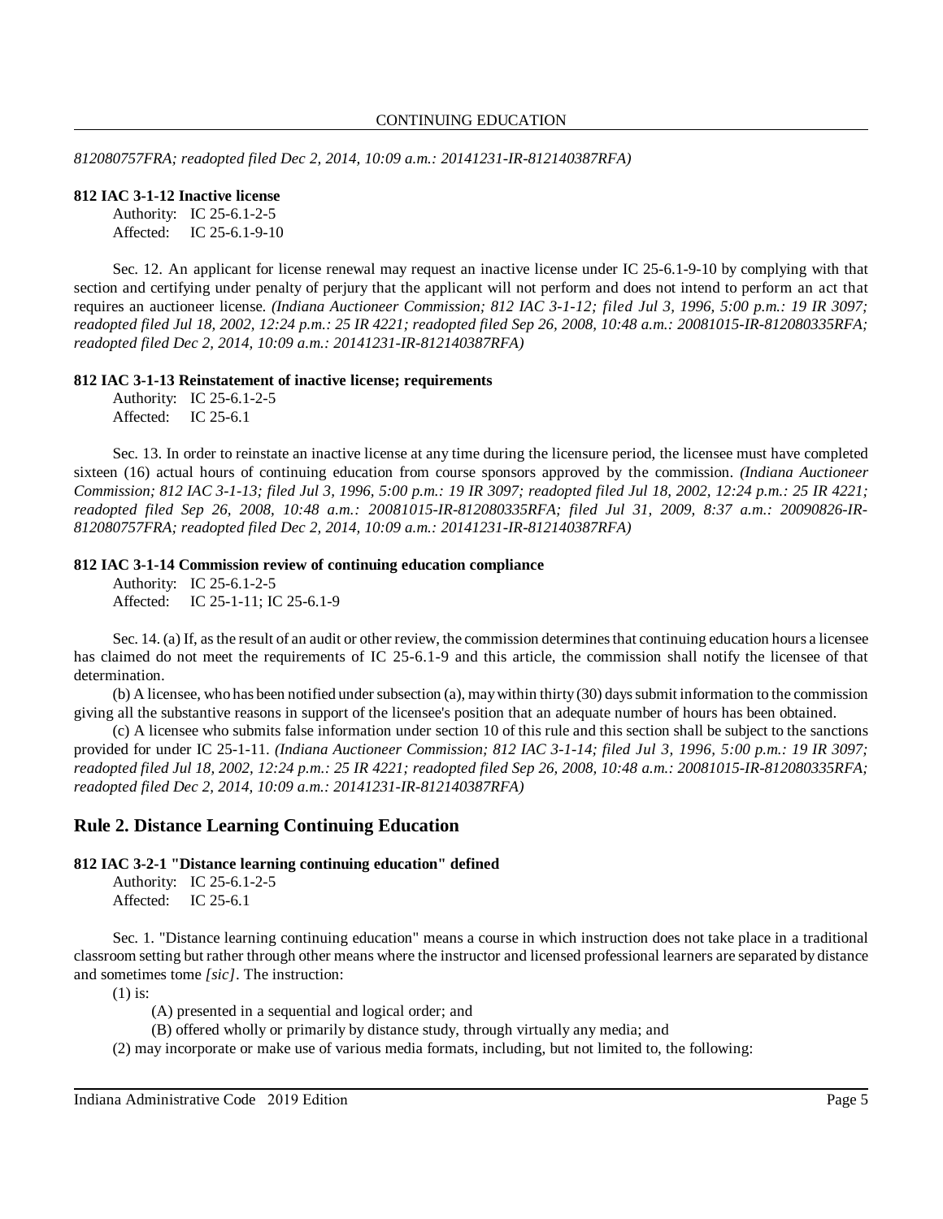*812080757FRA; readopted filed Dec 2, 2014, 10:09 a.m.: 20141231-IR-812140387RFA)*

**812 IAC 3-1-12 Inactive license**

Authority: IC 25-6.1-2-5
Affected: IC 25-6.1-9-10

Sec. 12. An applicant for license renewal may request an inactive license under IC 25-6.1-9-10 by complying with that section and certifying under penalty of perjury that the applicant will not perform and does not intend to perform an act that requires an auctioneer license. *(Indiana Auctioneer Commission; 812 IAC 3-1-12; filed Jul 3, 1996, 5:00 p.m.: 19 IR 3097; readopted filed Jul 18, 2002, 12:24 p.m.: 25 IR 4221; readopted filed Sep 26, 2008, 10:48 a.m.: 20081015-IR-812080335RFA; readopted filed Dec 2, 2014, 10:09 a.m.: 20141231-IR-812140387RFA)*

**812 IAC 3-1-13 Reinstatement of inactive license; requirements**

Authority: IC 25-6.1-2-5
Affected: IC 25-6.1

Sec. 13. In order to reinstate an inactive license at any time during the licensure period, the licensee must have completed sixteen (16) actual hours of continuing education from course sponsors approved by the commission. *(Indiana Auctioneer Commission; 812 IAC 3-1-13; filed Jul 3, 1996, 5:00 p.m.: 19 IR 3097; readopted filed Jul 18, 2002, 12:24 p.m.: 25 IR 4221; readopted filed Sep 26, 2008, 10:48 a.m.: 20081015-IR-812080335RFA; filed Jul 31, 2009, 8:37 a.m.: 20090826-IR-812080757FRA; readopted filed Dec 2, 2014, 10:09 a.m.: 20141231-IR-812140387RFA)*

**812 IAC 3-1-14 Commission review of continuing education compliance**

Authority: IC 25-6.1-2-5
Affected: IC 25-1-11; IC 25-6.1-9

Sec. 14. (a) If, as the result of an audit or other review, the commission determines that continuing education hours a licensee has claimed do not meet the requirements of IC 25-6.1-9 and this article, the commission shall notify the licensee of that determination.

(b) A licensee, who has been notified under subsection (a), may within thirty (30) days submit information to the commission giving all the substantive reasons in support of the licensee's position that an adequate number of hours has been obtained.

(c) A licensee who submits false information under section 10 of this rule and this section shall be subject to the sanctions provided for under IC 25-1-11. *(Indiana Auctioneer Commission; 812 IAC 3-1-14; filed Jul 3, 1996, 5:00 p.m.: 19 IR 3097; readopted filed Jul 18, 2002, 12:24 p.m.: 25 IR 4221; readopted filed Sep 26, 2008, 10:48 a.m.: 20081015-IR-812080335RFA; readopted filed Dec 2, 2014, 10:09 a.m.: 20141231-IR-812140387RFA)*

## Rule 2. Distance Learning Continuing Education

**812 IAC 3-2-1 "Distance learning continuing education" defined**

Authority: IC 25-6.1-2-5
Affected: IC 25-6.1

Sec. 1. "Distance learning continuing education" means a course in which instruction does not take place in a traditional classroom setting but rather through other means where the instructor and licensed professional learners are separated by distance and sometimes tome *[sic]*. The instruction:

(1) is:

(A) presented in a sequential and logical order; and

(B) offered wholly or primarily by distance study, through virtually any media; and

(2) may incorporate or make use of various media formats, including, but not limited to, the following: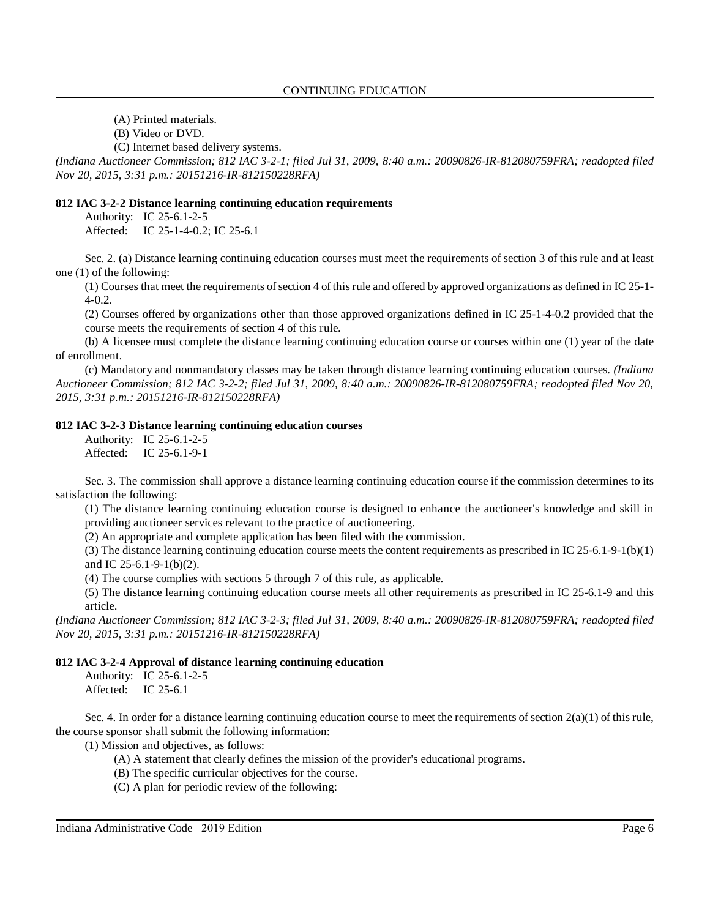(A) Printed materials.

(B) Video or DVD.

(C) Internet based delivery systems.

*(Indiana Auctioneer Commission; 812 IAC 3-2-1; filed Jul 31, 2009, 8:40 a.m.: 20090826-IR-812080759FRA; readopted filed Nov 20, 2015, 3:31 p.m.: 20151216-IR-812150228RFA)*

**812 IAC 3-2-2 Distance learning continuing education requirements**

Authority: IC 25-6.1-2-5
Affected: IC 25-1-4-0.2; IC 25-6.1

Sec. 2. (a) Distance learning continuing education courses must meet the requirements of section 3 of this rule and at least one (1) of the following:

(1) Courses that meet the requirements of section 4 of this rule and offered by approved organizations as defined in IC 25-1-4-0.2.

(2) Courses offered by organizations other than those approved organizations defined in IC 25-1-4-0.2 provided that the course meets the requirements of section 4 of this rule.

(b) A licensee must complete the distance learning continuing education course or courses within one (1) year of the date of enrollment.

(c) Mandatory and nonmandatory classes may be taken through distance learning continuing education courses. *(Indiana Auctioneer Commission; 812 IAC 3-2-2; filed Jul 31, 2009, 8:40 a.m.: 20090826-IR-812080759FRA; readopted filed Nov 20, 2015, 3:31 p.m.: 20151216-IR-812150228RFA)*

**812 IAC 3-2-3 Distance learning continuing education courses**

Authority: IC 25-6.1-2-5
Affected: IC 25-6.1-9-1

Sec. 3. The commission shall approve a distance learning continuing education course if the commission determines to its satisfaction the following:

(1) The distance learning continuing education course is designed to enhance the auctioneer's knowledge and skill in providing auctioneer services relevant to the practice of auctioneering.

(2) An appropriate and complete application has been filed with the commission.

(3) The distance learning continuing education course meets the content requirements as prescribed in IC 25-6.1-9-1(b)(1) and IC 25-6.1-9-1(b)(2).

(4) The course complies with sections 5 through 7 of this rule, as applicable.

(5) The distance learning continuing education course meets all other requirements as prescribed in IC 25-6.1-9 and this article.

*(Indiana Auctioneer Commission; 812 IAC 3-2-3; filed Jul 31, 2009, 8:40 a.m.: 20090826-IR-812080759FRA; readopted filed Nov 20, 2015, 3:31 p.m.: 20151216-IR-812150228RFA)*

**812 IAC 3-2-4 Approval of distance learning continuing education**

Authority: IC 25-6.1-2-5
Affected: IC 25-6.1

Sec. 4. In order for a distance learning continuing education course to meet the requirements of section 2(a)(1) of this rule, the course sponsor shall submit the following information:

(1) Mission and objectives, as follows:

(A) A statement that clearly defines the mission of the provider's educational programs.

(B) The specific curricular objectives for the course.

(C) A plan for periodic review of the following: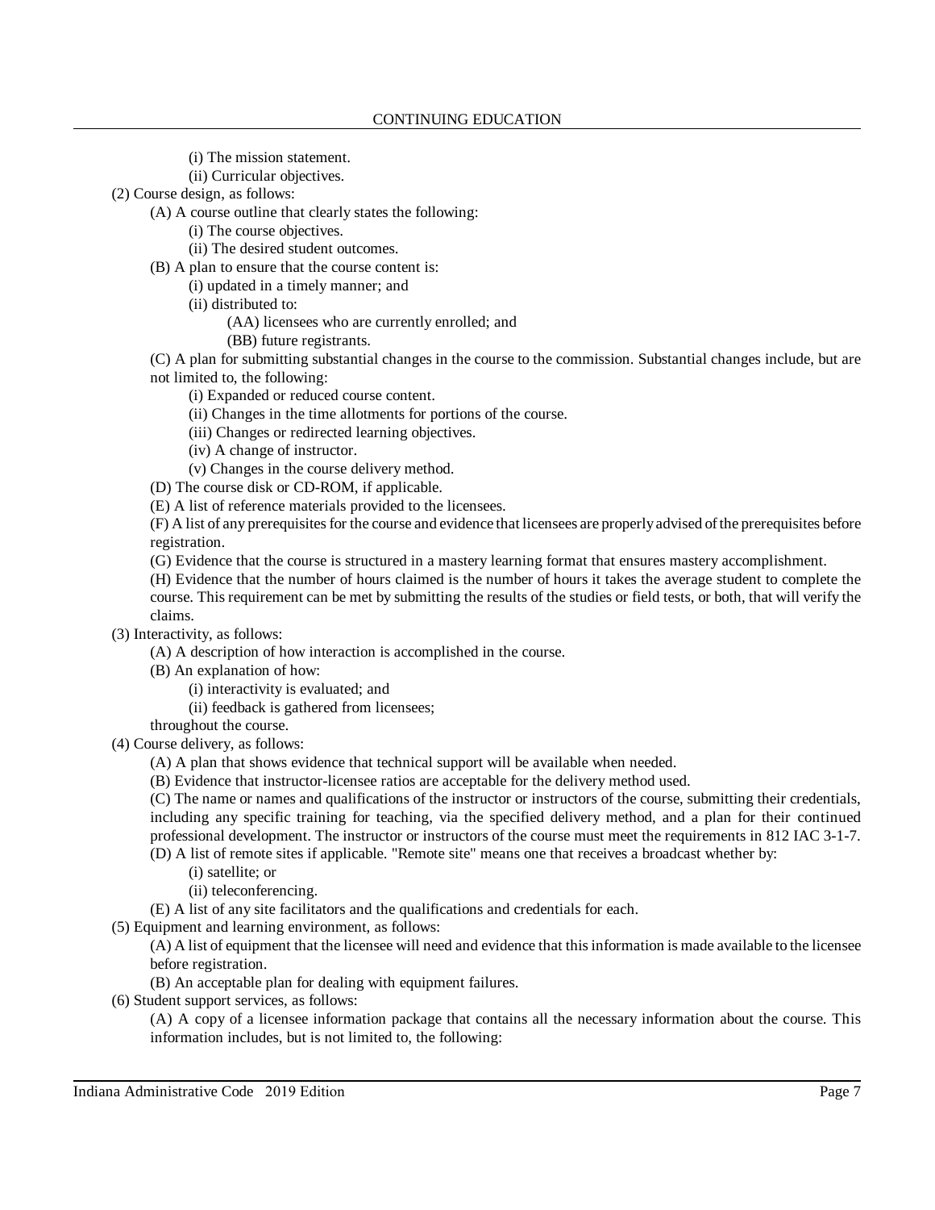(i) The mission statement.

(ii) Curricular objectives.

(2) Course design, as follows:

(A) A course outline that clearly states the following:

(i) The course objectives.

(ii) The desired student outcomes.

(B) A plan to ensure that the course content is:

(i) updated in a timely manner; and

(ii) distributed to:

(AA) licensees who are currently enrolled; and

(BB) future registrants.

(C) A plan for submitting substantial changes in the course to the commission. Substantial changes include, but are not limited to, the following:

(i) Expanded or reduced course content.

(ii) Changes in the time allotments for portions of the course.

(iii) Changes or redirected learning objectives.

(iv) A change of instructor.

(v) Changes in the course delivery method.

(D) The course disk or CD-ROM, if applicable.

(E) A list of reference materials provided to the licensees.

(F) A list of any prerequisites for the course and evidence that licensees are properly advised of the prerequisites before registration.

(G) Evidence that the course is structured in a mastery learning format that ensures mastery accomplishment.

(H) Evidence that the number of hours claimed is the number of hours it takes the average student to complete the course. This requirement can be met by submitting the results of the studies or field tests, or both, that will verify the claims.

(3) Interactivity, as follows:

(A) A description of how interaction is accomplished in the course.

(B) An explanation of how:

(i) interactivity is evaluated; and

(ii) feedback is gathered from licensees;

throughout the course.

(4) Course delivery, as follows:

(A) A plan that shows evidence that technical support will be available when needed.

(B) Evidence that instructor-licensee ratios are acceptable for the delivery method used.

(C) The name or names and qualifications of the instructor or instructors of the course, submitting their credentials, including any specific training for teaching, via the specified delivery method, and a plan for their continued professional development. The instructor or instructors of the course must meet the requirements in 812 IAC 3-1-7.

(D) A list of remote sites if applicable. "Remote site" means one that receives a broadcast whether by:

(i) satellite; or

(ii) teleconferencing.

(E) A list of any site facilitators and the qualifications and credentials for each.

(5) Equipment and learning environment, as follows:

(A) A list of equipment that the licensee will need and evidence that this information is made available to the licensee before registration.

(B) An acceptable plan for dealing with equipment failures.

(6) Student support services, as follows:

(A) A copy of a licensee information package that contains all the necessary information about the course. This information includes, but is not limited to, the following: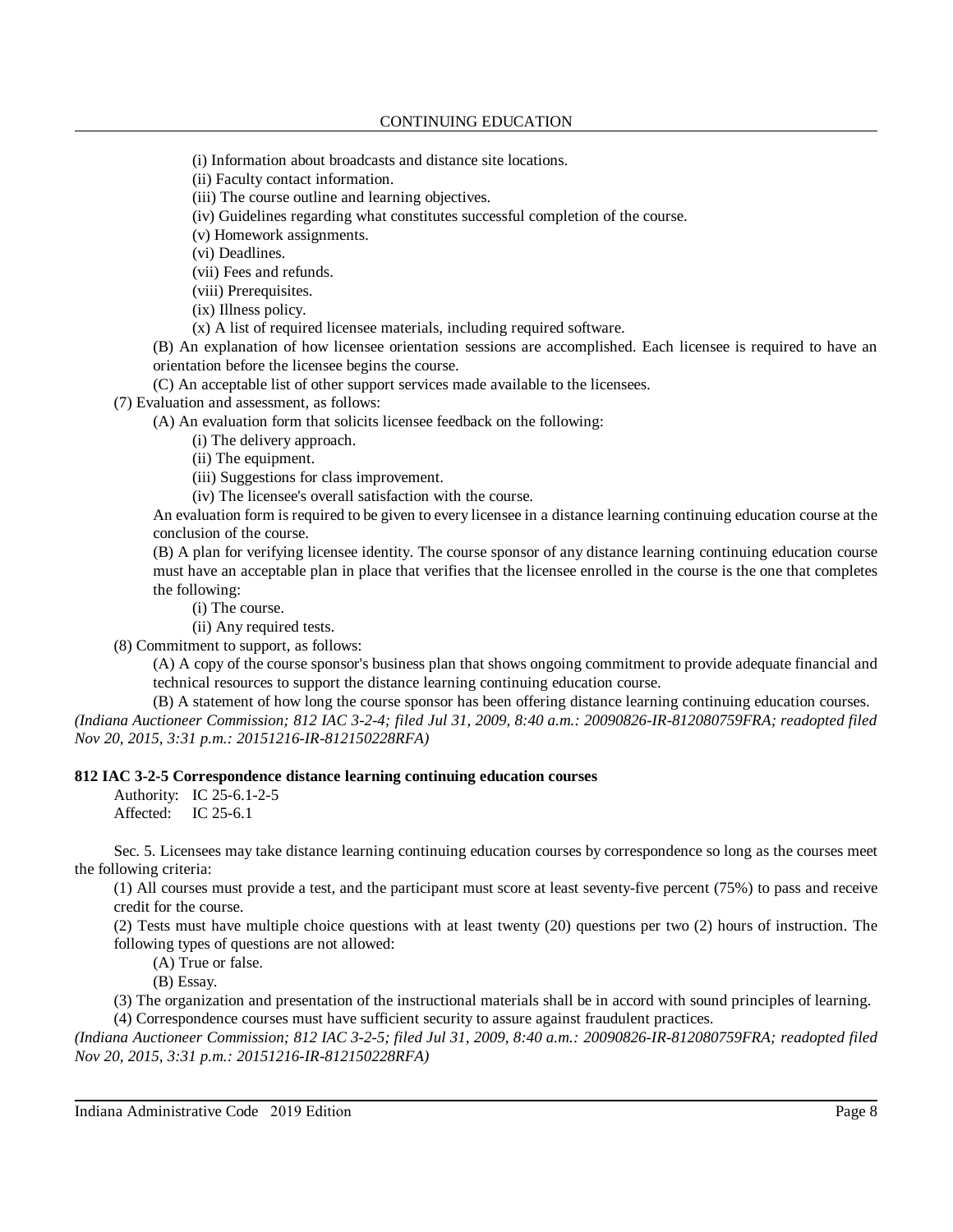(i) Information about broadcasts and distance site locations.

(ii) Faculty contact information.

(iii) The course outline and learning objectives.

(iv) Guidelines regarding what constitutes successful completion of the course.

(v) Homework assignments.

(vi) Deadlines.

(vii) Fees and refunds.

(viii) Prerequisites.

(ix) Illness policy.

(x) A list of required licensee materials, including required software.

(B) An explanation of how licensee orientation sessions are accomplished. Each licensee is required to have an orientation before the licensee begins the course.

(C) An acceptable list of other support services made available to the licensees.

(7) Evaluation and assessment, as follows:

(A) An evaluation form that solicits licensee feedback on the following:

(i) The delivery approach.

(ii) The equipment.

(iii) Suggestions for class improvement.

(iv) The licensee's overall satisfaction with the course.

An evaluation form is required to be given to every licensee in a distance learning continuing education course at the conclusion of the course.

(B) A plan for verifying licensee identity. The course sponsor of any distance learning continuing education course must have an acceptable plan in place that verifies that the licensee enrolled in the course is the one that completes the following:

(i) The course.

(ii) Any required tests.

(8) Commitment to support, as follows:

(A) A copy of the course sponsor's business plan that shows ongoing commitment to provide adequate financial and technical resources to support the distance learning continuing education course.

(B) A statement of how long the course sponsor has been offering distance learning continuing education courses.

*(Indiana Auctioneer Commission; 812 IAC 3-2-4; filed Jul 31, 2009, 8:40 a.m.: 20090826-IR-812080759FRA; readopted filed Nov 20, 2015, 3:31 p.m.: 20151216-IR-812150228RFA)*

**812 IAC 3-2-5 Correspondence distance learning continuing education courses**

Authority: IC 25-6.1-2-5
Affected: IC 25-6.1

Sec. 5. Licensees may take distance learning continuing education courses by correspondence so long as the courses meet the following criteria:

(1) All courses must provide a test, and the participant must score at least seventy-five percent (75%) to pass and receive credit for the course.

(2) Tests must have multiple choice questions with at least twenty (20) questions per two (2) hours of instruction. The following types of questions are not allowed:

(A) True or false.

(B) Essay.

(3) The organization and presentation of the instructional materials shall be in accord with sound principles of learning.

(4) Correspondence courses must have sufficient security to assure against fraudulent practices.

*(Indiana Auctioneer Commission; 812 IAC 3-2-5; filed Jul 31, 2009, 8:40 a.m.: 20090826-IR-812080759FRA; readopted filed Nov 20, 2015, 3:31 p.m.: 20151216-IR-812150228RFA)*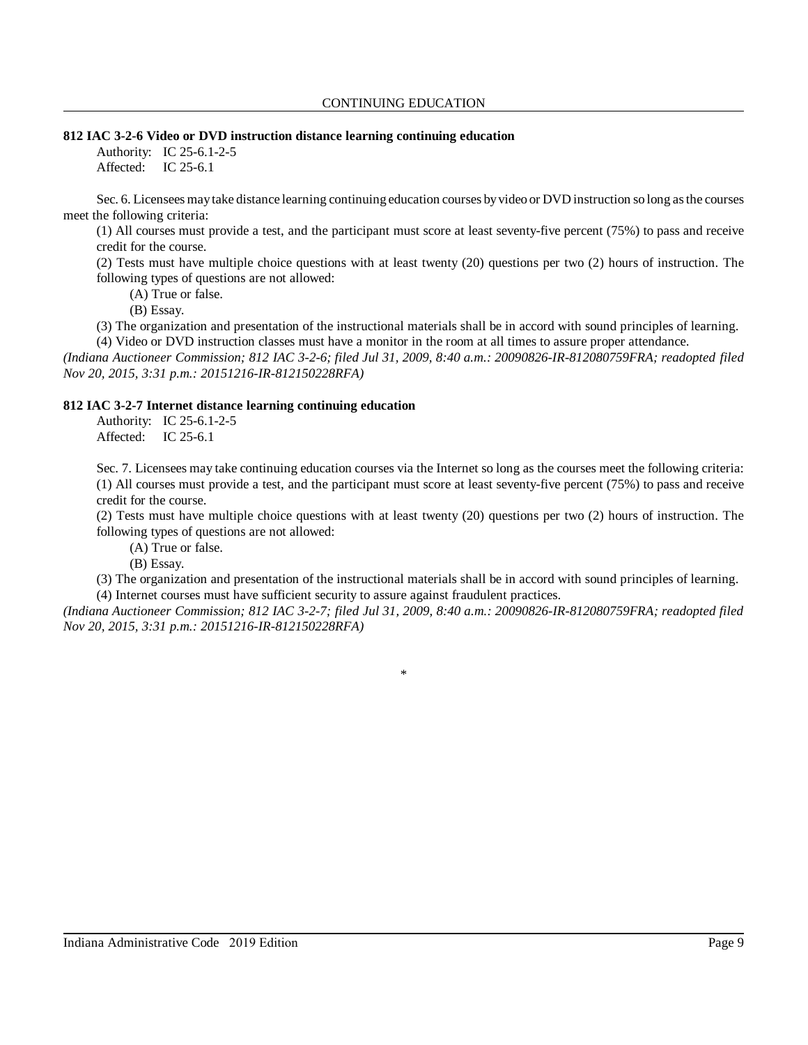**812 IAC 3-2-6 Video or DVD instruction distance learning continuing education**

Authority: IC 25-6.1-2-5
Affected: IC 25-6.1

Sec. 6. Licensees may take distance learning continuing education courses by video or DVD instruction so long as the courses meet the following criteria:

(1) All courses must provide a test, and the participant must score at least seventy-five percent (75%) to pass and receive credit for the course.

(2) Tests must have multiple choice questions with at least twenty (20) questions per two (2) hours of instruction. The following types of questions are not allowed:

(A) True or false.

(B) Essay.

(3) The organization and presentation of the instructional materials shall be in accord with sound principles of learning.

(4) Video or DVD instruction classes must have a monitor in the room at all times to assure proper attendance.

*(Indiana Auctioneer Commission; 812 IAC 3-2-6; filed Jul 31, 2009, 8:40 a.m.: 20090826-IR-812080759FRA; readopted filed Nov 20, 2015, 3:31 p.m.: 20151216-IR-812150228RFA)*

**812 IAC 3-2-7 Internet distance learning continuing education**

Authority: IC 25-6.1-2-5
Affected: IC 25-6.1

Sec. 7. Licensees may take continuing education courses via the Internet so long as the courses meet the following criteria:

(1) All courses must provide a test, and the participant must score at least seventy-five percent (75%) to pass and receive credit for the course.

(2) Tests must have multiple choice questions with at least twenty (20) questions per two (2) hours of instruction. The following types of questions are not allowed:

(A) True or false.

(B) Essay.

(3) The organization and presentation of the instructional materials shall be in accord with sound principles of learning.

(4) Internet courses must have sufficient security to assure against fraudulent practices.

*(Indiana Auctioneer Commission; 812 IAC 3-2-7; filed Jul 31, 2009, 8:40 a.m.: 20090826-IR-812080759FRA; readopted filed Nov 20, 2015, 3:31 p.m.: 20151216-IR-812150228RFA)*

*